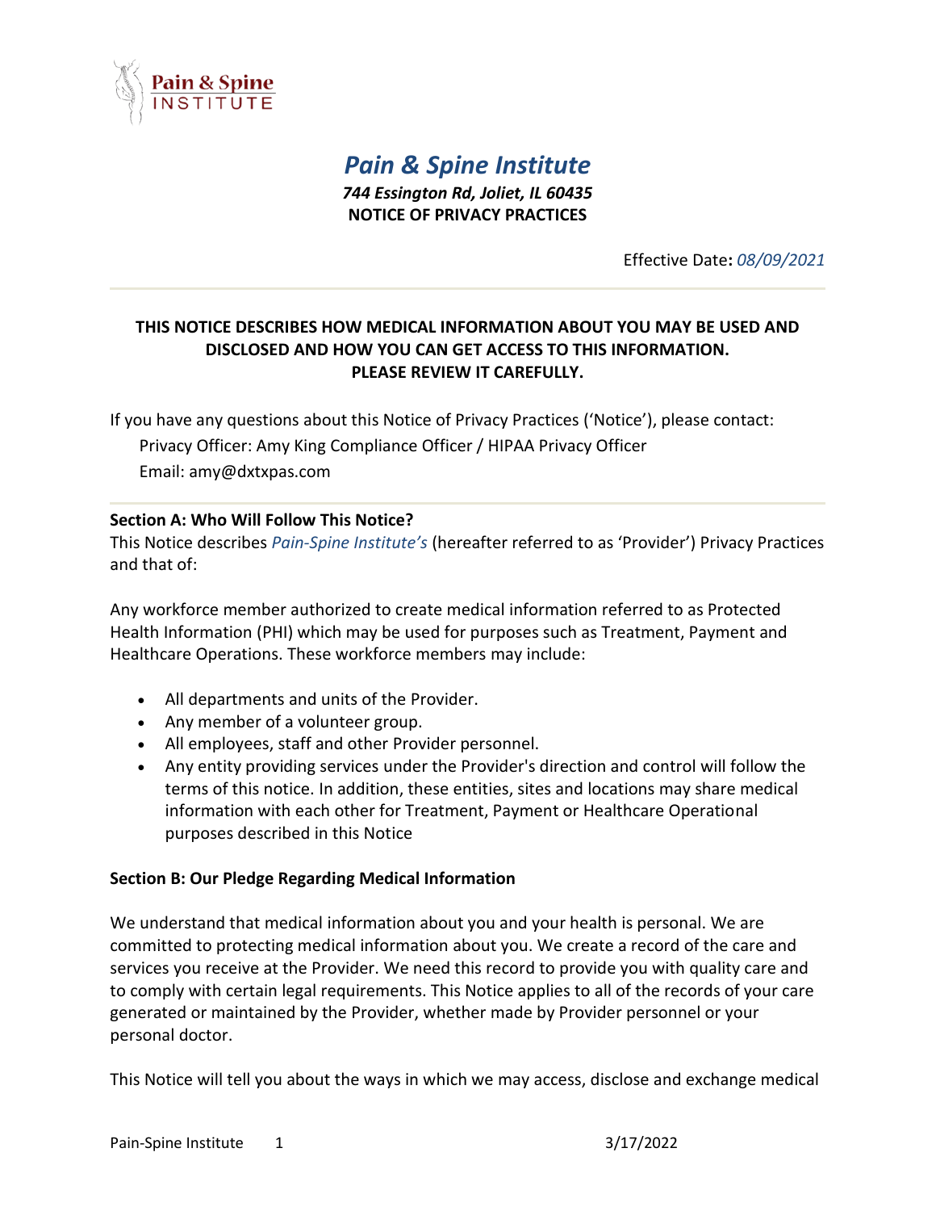# *Pain & Spine Institute*

***744 Essington Rd, Joliet, IL 60435***

**NOTICE OF PRIVACY PRACTICES**

Effective Date**:** *08/09/2021*

**THIS NOTICE DESCRIBES HOW MEDICAL INFORMATION ABOUT YOU MAY BE USED AND DISCLOSED AND HOW YOU CAN GET ACCESS TO THIS INFORMATION. PLEASE REVIEW IT CAREFULLY.**

If you have any questions about this Notice of Privacy Practices ('Notice'), please contact:

Privacy Officer: Amy King Compliance Officer / HIPAA Privacy Officer

Email: amy@dxtxpas.com

**Section A: Who Will Follow This Notice?**

This Notice describes *Pain-Spine Institute's* (hereafter referred to as 'Provider') Privacy Practices and that of:

Any workforce member authorized to create medical information referred to as Protected Health Information (PHI) which may be used for purposes such as Treatment, Payment and Healthcare Operations. These workforce members may include:

- All departments and units of the Provider.
- Any member of a volunteer group.
- All employees, staff and other Provider personnel.
- Any entity providing services under the Provider's direction and control will follow the terms of this notice. In addition, these entities, sites and locations may share medical information with each other for Treatment, Payment or Healthcare Operational purposes described in this Notice

**Section B: Our Pledge Regarding Medical Information**

We understand that medical information about you and your health is personal. We are committed to protecting medical information about you. We create a record of the care and services you receive at the Provider. We need this record to provide you with quality care and to comply with certain legal requirements. This Notice applies to all of the records of your care generated or maintained by the Provider, whether made by Provider personnel or your personal doctor.

This Notice will tell you about the ways in which we may access, disclose and exchange medical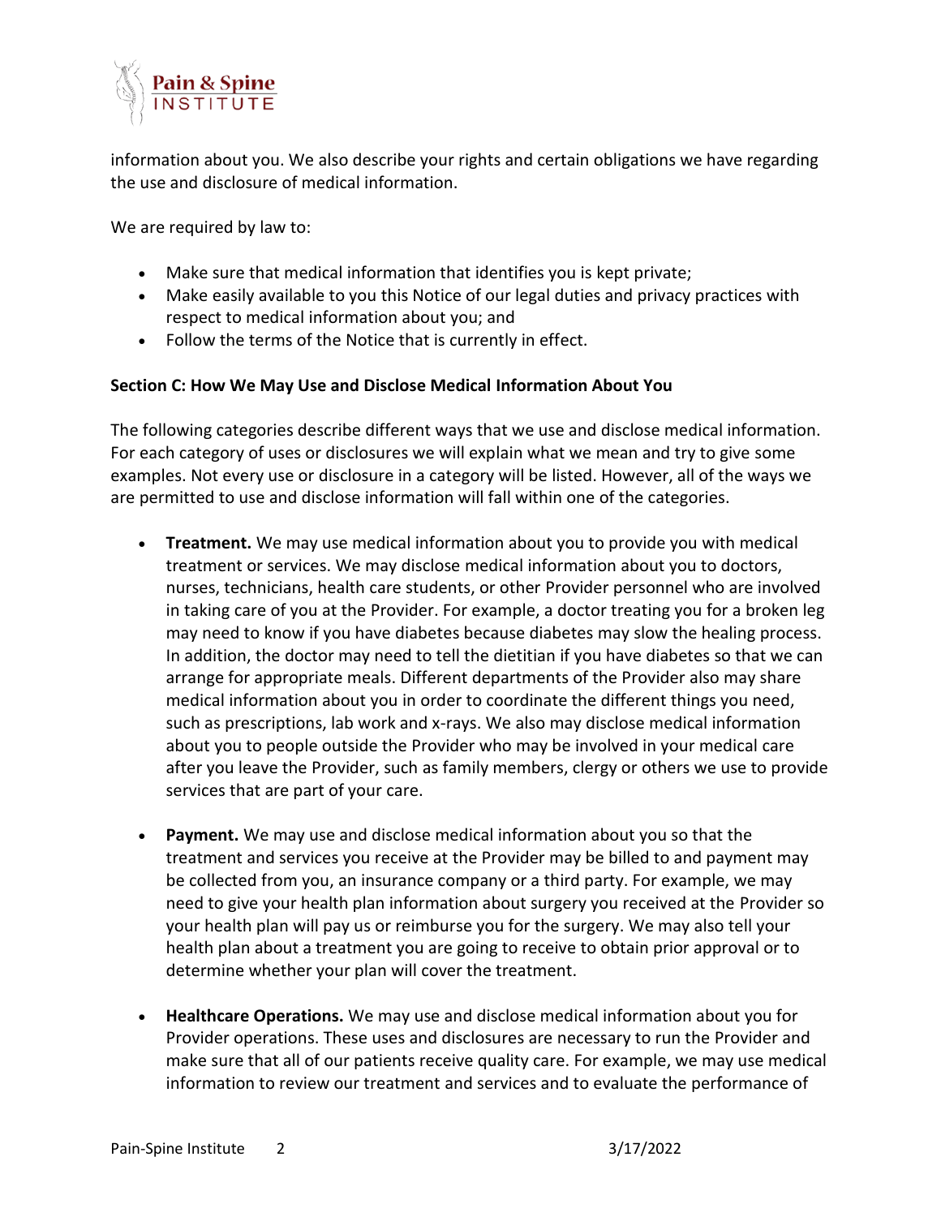information about you. We also describe your rights and certain obligations we have regarding the use and disclosure of medical information.

We are required by law to:

- Make sure that medical information that identifies you is kept private;
- Make easily available to you this Notice of our legal duties and privacy practices with respect to medical information about you; and
- Follow the terms of the Notice that is currently in effect.

**Section C: How We May Use and Disclose Medical Information About You**

The following categories describe different ways that we use and disclose medical information. For each category of uses or disclosures we will explain what we mean and try to give some examples. Not every use or disclosure in a category will be listed. However, all of the ways we are permitted to use and disclose information will fall within one of the categories.

- **Treatment.** We may use medical information about you to provide you with medical treatment or services. We may disclose medical information about you to doctors, nurses, technicians, health care students, or other Provider personnel who are involved in taking care of you at the Provider. For example, a doctor treating you for a broken leg may need to know if you have diabetes because diabetes may slow the healing process. In addition, the doctor may need to tell the dietitian if you have diabetes so that we can arrange for appropriate meals. Different departments of the Provider also may share medical information about you in order to coordinate the different things you need, such as prescriptions, lab work and x-rays. We also may disclose medical information about you to people outside the Provider who may be involved in your medical care after you leave the Provider, such as family members, clergy or others we use to provide services that are part of your care.

- **Payment.** We may use and disclose medical information about you so that the treatment and services you receive at the Provider may be billed to and payment may be collected from you, an insurance company or a third party. For example, we may need to give your health plan information about surgery you received at the Provider so your health plan will pay us or reimburse you for the surgery. We may also tell your health plan about a treatment you are going to receive to obtain prior approval or to determine whether your plan will cover the treatment.

- **Healthcare Operations.** We may use and disclose medical information about you for Provider operations. These uses and disclosures are necessary to run the Provider and make sure that all of our patients receive quality care. For example, we may use medical information to review our treatment and services and to evaluate the performance of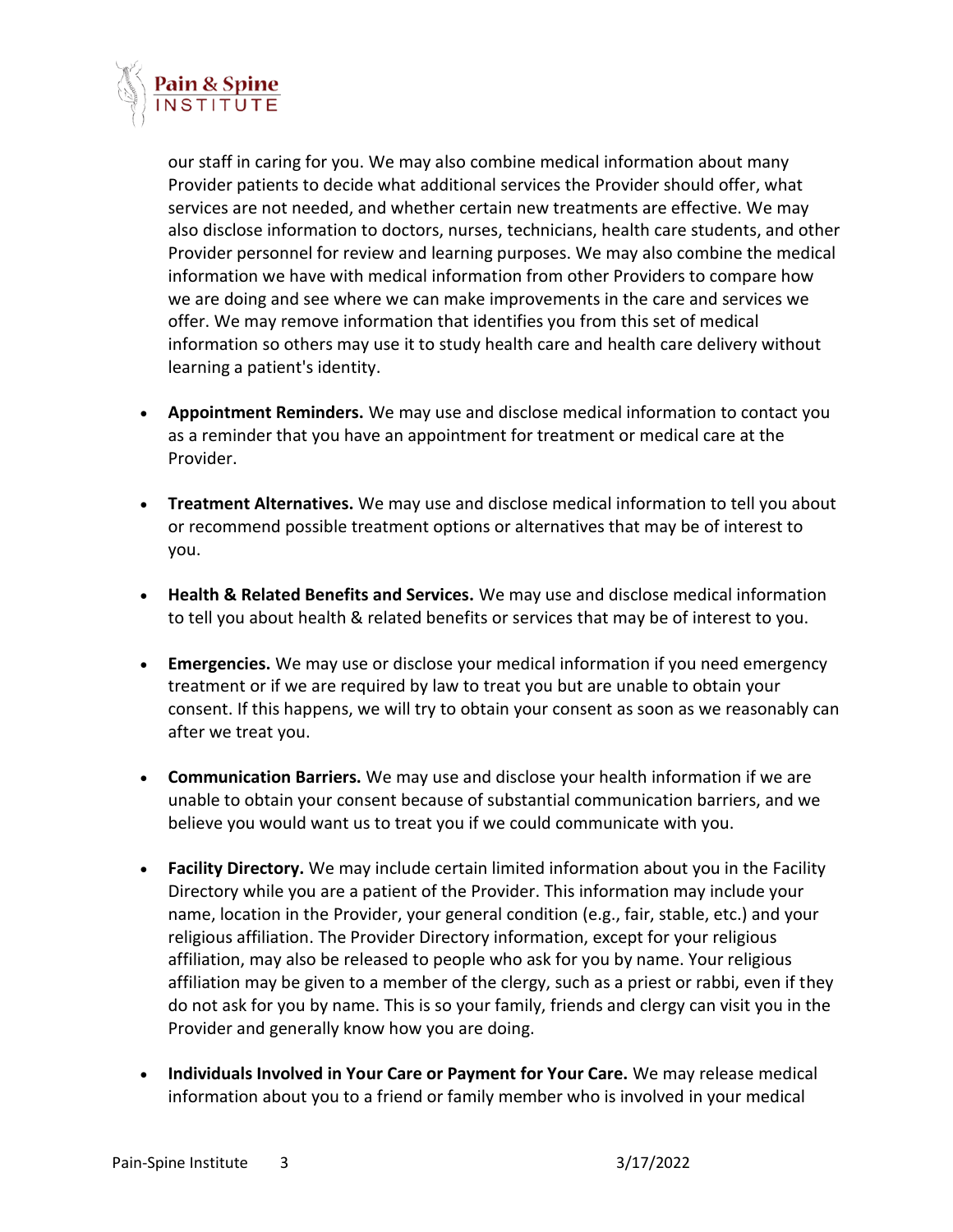our staff in caring for you. We may also combine medical information about many Provider patients to decide what additional services the Provider should offer, what services are not needed, and whether certain new treatments are effective. We may also disclose information to doctors, nurses, technicians, health care students, and other Provider personnel for review and learning purposes. We may also combine the medical information we have with medical information from other Providers to compare how we are doing and see where we can make improvements in the care and services we offer. We may remove information that identifies you from this set of medical information so others may use it to study health care and health care delivery without learning a patient's identity.

- **Appointment Reminders.** We may use and disclose medical information to contact you as a reminder that you have an appointment for treatment or medical care at the Provider.

- **Treatment Alternatives.** We may use and disclose medical information to tell you about or recommend possible treatment options or alternatives that may be of interest to you.

- **Health & Related Benefits and Services.** We may use and disclose medical information to tell you about health & related benefits or services that may be of interest to you.

- **Emergencies.** We may use or disclose your medical information if you need emergency treatment or if we are required by law to treat you but are unable to obtain your consent. If this happens, we will try to obtain your consent as soon as we reasonably can after we treat you.

- **Communication Barriers.** We may use and disclose your health information if we are unable to obtain your consent because of substantial communication barriers, and we believe you would want us to treat you if we could communicate with you.

- **Facility Directory.** We may include certain limited information about you in the Facility Directory while you are a patient of the Provider. This information may include your name, location in the Provider, your general condition (e.g., fair, stable, etc.) and your religious affiliation. The Provider Directory information, except for your religious affiliation, may also be released to people who ask for you by name. Your religious affiliation may be given to a member of the clergy, such as a priest or rabbi, even if they do not ask for you by name. This is so your family, friends and clergy can visit you in the Provider and generally know how you are doing.

- **Individuals Involved in Your Care or Payment for Your Care.** We may release medical information about you to a friend or family member who is involved in your medical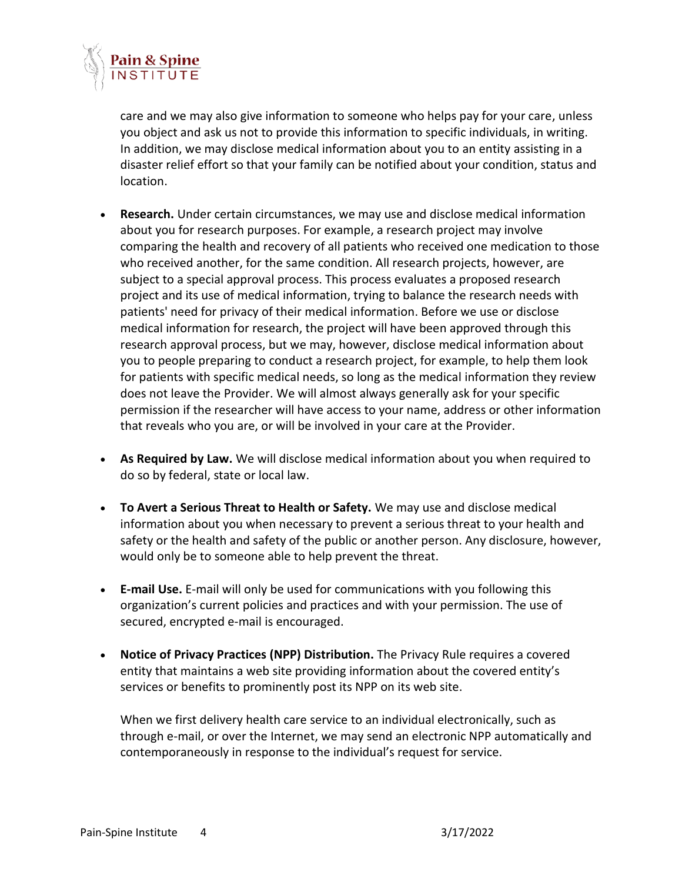care and we may also give information to someone who helps pay for your care, unless you object and ask us not to provide this information to specific individuals, in writing. In addition, we may disclose medical information about you to an entity assisting in a disaster relief effort so that your family can be notified about your condition, status and location.

- **Research.** Under certain circumstances, we may use and disclose medical information about you for research purposes. For example, a research project may involve comparing the health and recovery of all patients who received one medication to those who received another, for the same condition. All research projects, however, are subject to a special approval process. This process evaluates a proposed research project and its use of medical information, trying to balance the research needs with patients' need for privacy of their medical information. Before we use or disclose medical information for research, the project will have been approved through this research approval process, but we may, however, disclose medical information about you to people preparing to conduct a research project, for example, to help them look for patients with specific medical needs, so long as the medical information they review does not leave the Provider. We will almost always generally ask for your specific permission if the researcher will have access to your name, address or other information that reveals who you are, or will be involved in your care at the Provider.

- **As Required by Law.** We will disclose medical information about you when required to do so by federal, state or local law.

- **To Avert a Serious Threat to Health or Safety.** We may use and disclose medical information about you when necessary to prevent a serious threat to your health and safety or the health and safety of the public or another person. Any disclosure, however, would only be to someone able to help prevent the threat.

- **E-mail Use.** E-mail will only be used for communications with you following this organization's current policies and practices and with your permission. The use of secured, encrypted e-mail is encouraged.

- **Notice of Privacy Practices (NPP) Distribution.** The Privacy Rule requires a covered entity that maintains a web site providing information about the covered entity's services or benefits to prominently post its NPP on its web site.

  When we first delivery health care service to an individual electronically, such as through e-mail, or over the Internet, we may send an electronic NPP automatically and contemporaneously in response to the individual's request for service.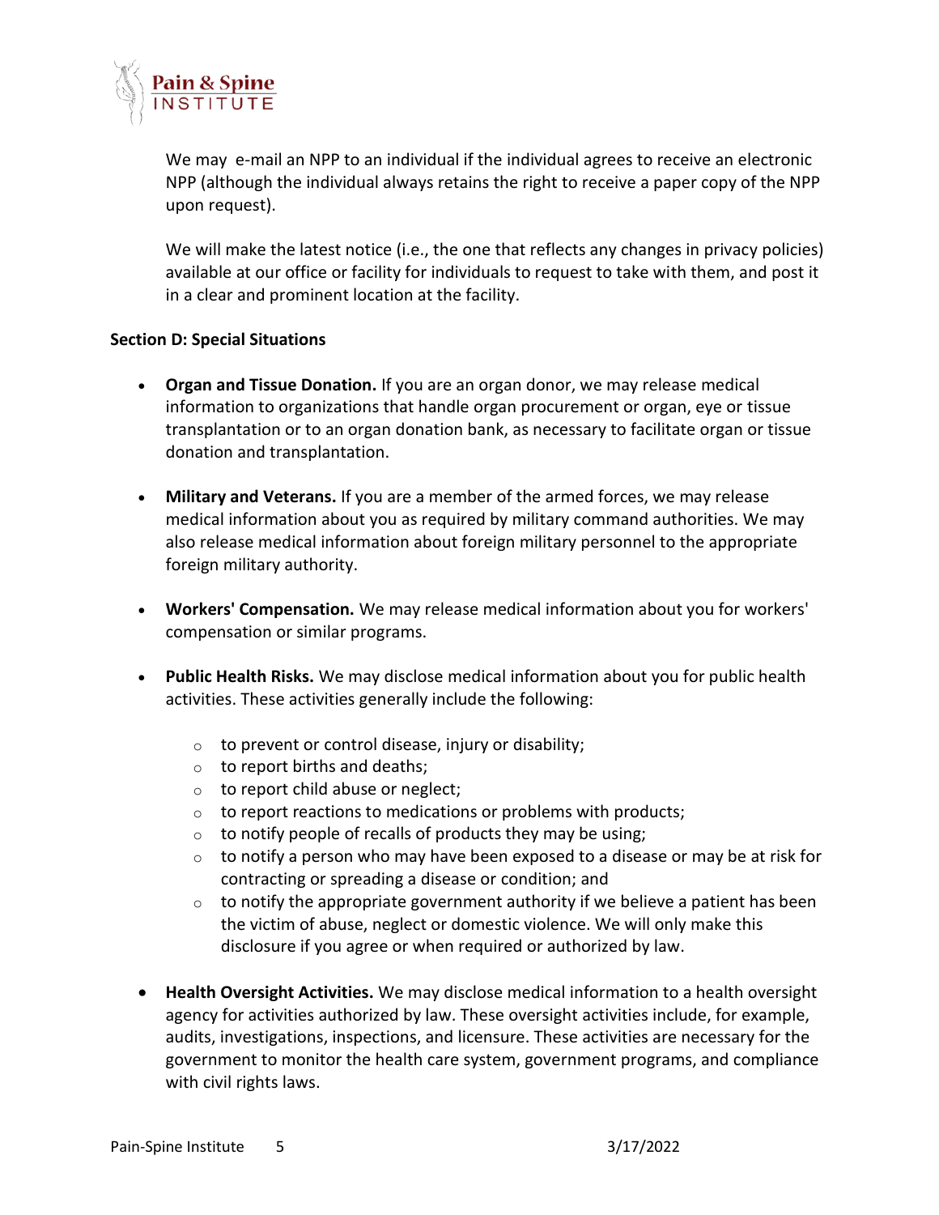We may e-mail an NPP to an individual if the individual agrees to receive an electronic NPP (although the individual always retains the right to receive a paper copy of the NPP upon request).

We will make the latest notice (i.e., the one that reflects any changes in privacy policies) available at our office or facility for individuals to request to take with them, and post it in a clear and prominent location at the facility.

**Section D: Special Situations**

- **Organ and Tissue Donation.** If you are an organ donor, we may release medical information to organizations that handle organ procurement or organ, eye or tissue transplantation or to an organ donation bank, as necessary to facilitate organ or tissue donation and transplantation.

- **Military and Veterans.** If you are a member of the armed forces, we may release medical information about you as required by military command authorities. We may also release medical information about foreign military personnel to the appropriate foreign military authority.

- **Workers' Compensation.** We may release medical information about you for workers' compensation or similar programs.

- **Public Health Risks.** We may disclose medical information about you for public health activities. These activities generally include the following:
    - to prevent or control disease, injury or disability;
    - to report births and deaths;
    - to report child abuse or neglect;
    - to report reactions to medications or problems with products;
    - to notify people of recalls of products they may be using;
    - to notify a person who may have been exposed to a disease or may be at risk for contracting or spreading a disease or condition; and
    - to notify the appropriate government authority if we believe a patient has been the victim of abuse, neglect or domestic violence. We will only make this disclosure if you agree or when required or authorized by law.

- **Health Oversight Activities.** We may disclose medical information to a health oversight agency for activities authorized by law. These oversight activities include, for example, audits, investigations, inspections, and licensure. These activities are necessary for the government to monitor the health care system, government programs, and compliance with civil rights laws.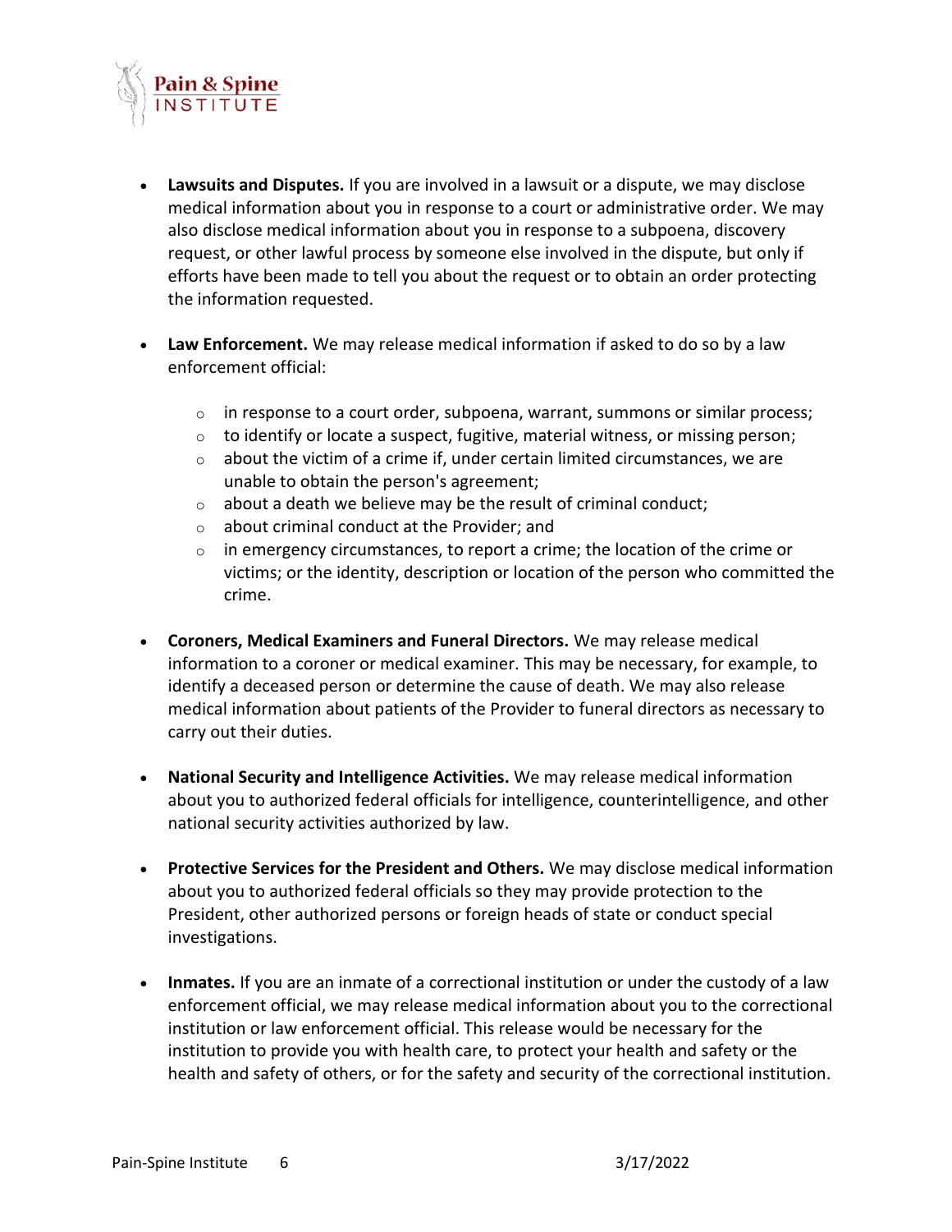- **Lawsuits and Disputes.** If you are involved in a lawsuit or a dispute, we may disclose medical information about you in response to a court or administrative order. We may also disclose medical information about you in response to a subpoena, discovery request, or other lawful process by someone else involved in the dispute, but only if efforts have been made to tell you about the request or to obtain an order protecting the information requested.

- **Law Enforcement.** We may release medical information if asked to do so by a law enforcement official:
    - in response to a court order, subpoena, warrant, summons or similar process;
    - to identify or locate a suspect, fugitive, material witness, or missing person;
    - about the victim of a crime if, under certain limited circumstances, we are unable to obtain the person's agreement;
    - about a death we believe may be the result of criminal conduct;
    - about criminal conduct at the Provider; and
    - in emergency circumstances, to report a crime; the location of the crime or victims; or the identity, description or location of the person who committed the crime.

- **Coroners, Medical Examiners and Funeral Directors.** We may release medical information to a coroner or medical examiner. This may be necessary, for example, to identify a deceased person or determine the cause of death. We may also release medical information about patients of the Provider to funeral directors as necessary to carry out their duties.

- **National Security and Intelligence Activities.** We may release medical information about you to authorized federal officials for intelligence, counterintelligence, and other national security activities authorized by law.

- **Protective Services for the President and Others.** We may disclose medical information about you to authorized federal officials so they may provide protection to the President, other authorized persons or foreign heads of state or conduct special investigations.

- **Inmates.** If you are an inmate of a correctional institution or under the custody of a law enforcement official, we may release medical information about you to the correctional institution or law enforcement official. This release would be necessary for the institution to provide you with health care, to protect your health and safety or the health and safety of others, or for the safety and security of the correctional institution.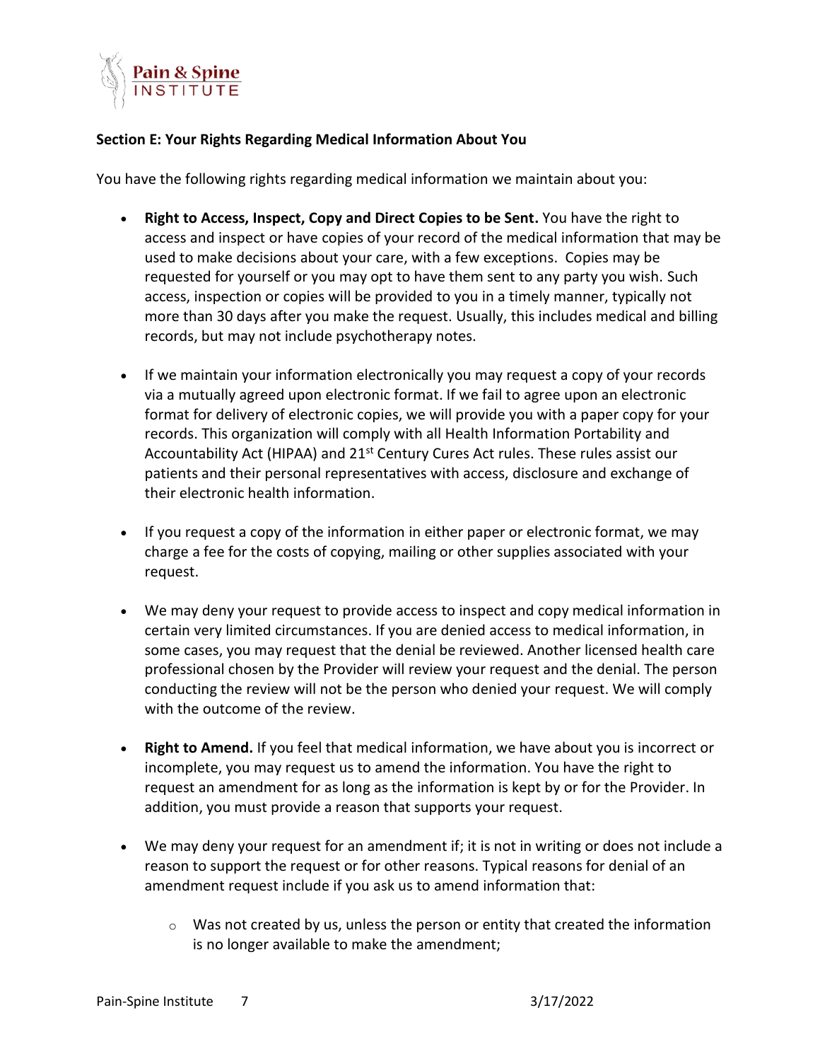**Section E: Your Rights Regarding Medical Information About You**

You have the following rights regarding medical information we maintain about you:

- **Right to Access, Inspect, Copy and Direct Copies to be Sent.** You have the right to access and inspect or have copies of your record of the medical information that may be used to make decisions about your care, with a few exceptions. Copies may be requested for yourself or you may opt to have them sent to any party you wish. Such access, inspection or copies will be provided to you in a timely manner, typically not more than 30 days after you make the request. Usually, this includes medical and billing records, but may not include psychotherapy notes.

- If we maintain your information electronically you may request a copy of your records via a mutually agreed upon electronic format. If we fail to agree upon an electronic format for delivery of electronic copies, we will provide you with a paper copy for your records. This organization will comply with all Health Information Portability and Accountability Act (HIPAA) and 21st Century Cures Act rules. These rules assist our patients and their personal representatives with access, disclosure and exchange of their electronic health information.

- If you request a copy of the information in either paper or electronic format, we may charge a fee for the costs of copying, mailing or other supplies associated with your request.

- We may deny your request to provide access to inspect and copy medical information in certain very limited circumstances. If you are denied access to medical information, in some cases, you may request that the denial be reviewed. Another licensed health care professional chosen by the Provider will review your request and the denial. The person conducting the review will not be the person who denied your request. We will comply with the outcome of the review.

- **Right to Amend.** If you feel that medical information, we have about you is incorrect or incomplete, you may request us to amend the information. You have the right to request an amendment for as long as the information is kept by or for the Provider. In addition, you must provide a reason that supports your request.

- We may deny your request for an amendment if; it is not in writing or does not include a reason to support the request or for other reasons. Typical reasons for denial of an amendment request include if you ask us to amend information that:
    - Was not created by us, unless the person or entity that created the information is no longer available to make the amendment;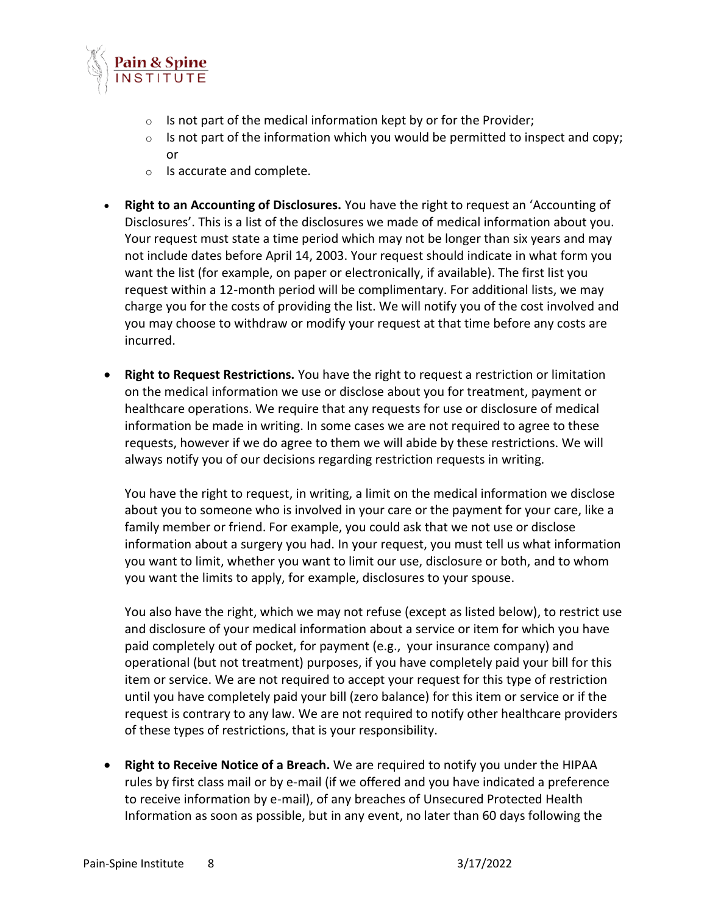- Is not part of the medical information kept by or for the Provider;
  - Is not part of the information which you would be permitted to inspect and copy; or
  - Is accurate and complete.

- **Right to an Accounting of Disclosures.** You have the right to request an 'Accounting of Disclosures'. This is a list of the disclosures we made of medical information about you. Your request must state a time period which may not be longer than six years and may not include dates before April 14, 2003. Your request should indicate in what form you want the list (for example, on paper or electronically, if available). The first list you request within a 12-month period will be complimentary. For additional lists, we may charge you for the costs of providing the list. We will notify you of the cost involved and you may choose to withdraw or modify your request at that time before any costs are incurred.

- **Right to Request Restrictions.** You have the right to request a restriction or limitation on the medical information we use or disclose about you for treatment, payment or healthcare operations. We require that any requests for use or disclosure of medical information be made in writing. In some cases we are not required to agree to these requests, however if we do agree to them we will abide by these restrictions. We will always notify you of our decisions regarding restriction requests in writing.

  You have the right to request, in writing, a limit on the medical information we disclose about you to someone who is involved in your care or the payment for your care, like a family member or friend. For example, you could ask that we not use or disclose information about a surgery you had. In your request, you must tell us what information you want to limit, whether you want to limit our use, disclosure or both, and to whom you want the limits to apply, for example, disclosures to your spouse.

  You also have the right, which we may not refuse (except as listed below), to restrict use and disclosure of your medical information about a service or item for which you have paid completely out of pocket, for payment (e.g., your insurance company) and operational (but not treatment) purposes, if you have completely paid your bill for this item or service. We are not required to accept your request for this type of restriction until you have completely paid your bill (zero balance) for this item or service or if the request is contrary to any law. We are not required to notify other healthcare providers of these types of restrictions, that is your responsibility.

- **Right to Receive Notice of a Breach.** We are required to notify you under the HIPAA rules by first class mail or by e-mail (if we offered and you have indicated a preference to receive information by e-mail), of any breaches of Unsecured Protected Health Information as soon as possible, but in any event, no later than 60 days following the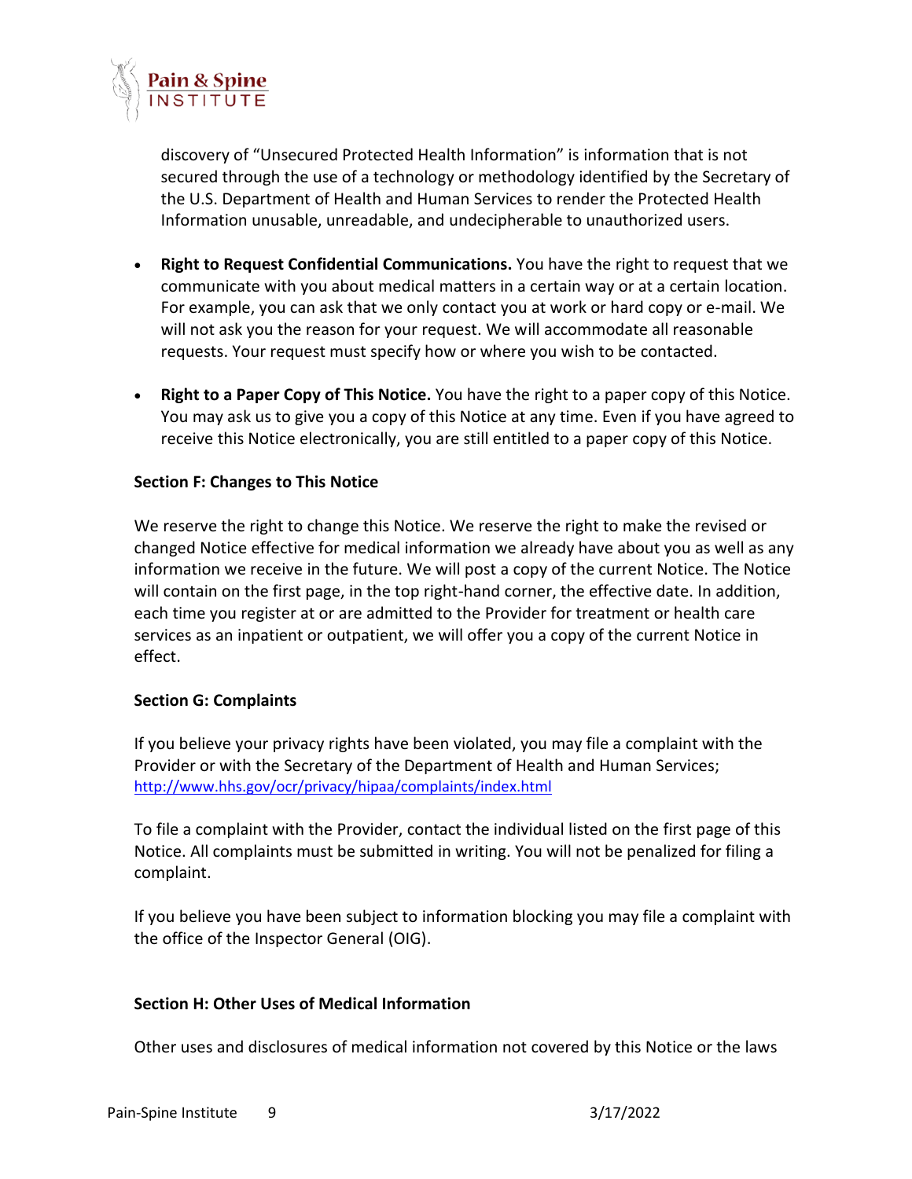discovery of "Unsecured Protected Health Information" is information that is not secured through the use of a technology or methodology identified by the Secretary of the U.S. Department of Health and Human Services to render the Protected Health Information unusable, unreadable, and undecipherable to unauthorized users.

- **Right to Request Confidential Communications.** You have the right to request that we communicate with you about medical matters in a certain way or at a certain location. For example, you can ask that we only contact you at work or hard copy or e-mail. We will not ask you the reason for your request. We will accommodate all reasonable requests. Your request must specify how or where you wish to be contacted.
- **Right to a Paper Copy of This Notice.** You have the right to a paper copy of this Notice. You may ask us to give you a copy of this Notice at any time. Even if you have agreed to receive this Notice electronically, you are still entitled to a paper copy of this Notice.

**Section F: Changes to This Notice**

We reserve the right to change this Notice. We reserve the right to make the revised or changed Notice effective for medical information we already have about you as well as any information we receive in the future. We will post a copy of the current Notice. The Notice will contain on the first page, in the top right-hand corner, the effective date. In addition, each time you register at or are admitted to the Provider for treatment or health care services as an inpatient or outpatient, we will offer you a copy of the current Notice in effect.

**Section G: Complaints**

If you believe your privacy rights have been violated, you may file a complaint with the Provider or with the Secretary of the Department of Health and Human Services; http://www.hhs.gov/ocr/privacy/hipaa/complaints/index.html

To file a complaint with the Provider, contact the individual listed on the first page of this Notice. All complaints must be submitted in writing. You will not be penalized for filing a complaint.

If you believe you have been subject to information blocking you may file a complaint with the office of the Inspector General (OIG).

**Section H: Other Uses of Medical Information**

Other uses and disclosures of medical information not covered by this Notice or the laws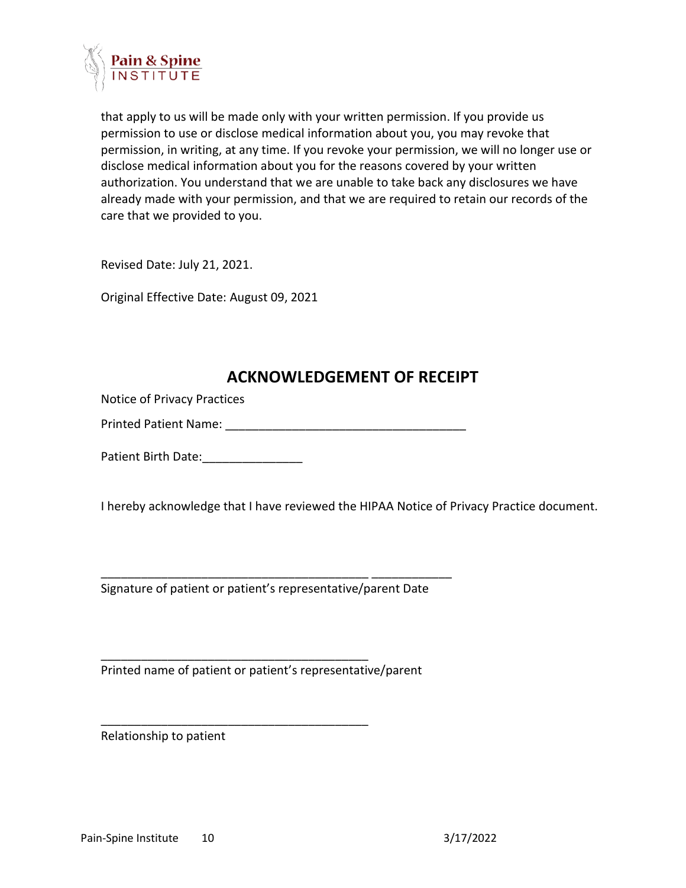that apply to us will be made only with your written permission. If you provide us permission to use or disclose medical information about you, you may revoke that permission, in writing, at any time. If you revoke your permission, we will no longer use or disclose medical information about you for the reasons covered by your written authorization. You understand that we are unable to take back any disclosures we have already made with your permission, and that we are required to retain our records of the care that we provided to you.

Revised Date: July 21, 2021.

Original Effective Date: August 09, 2021

## ACKNOWLEDGEMENT OF RECEIPT

Notice of Privacy Practices

Printed Patient Name: ___________________________________

Patient Birth Date:_______________

I hereby acknowledge that I have reviewed the HIPAA Notice of Privacy Practice document.

________________________________________ ____________
Signature of patient or patient's representative/parent Date

________________________________________
Printed name of patient or patient's representative/parent

________________________________________
Relationship to patient